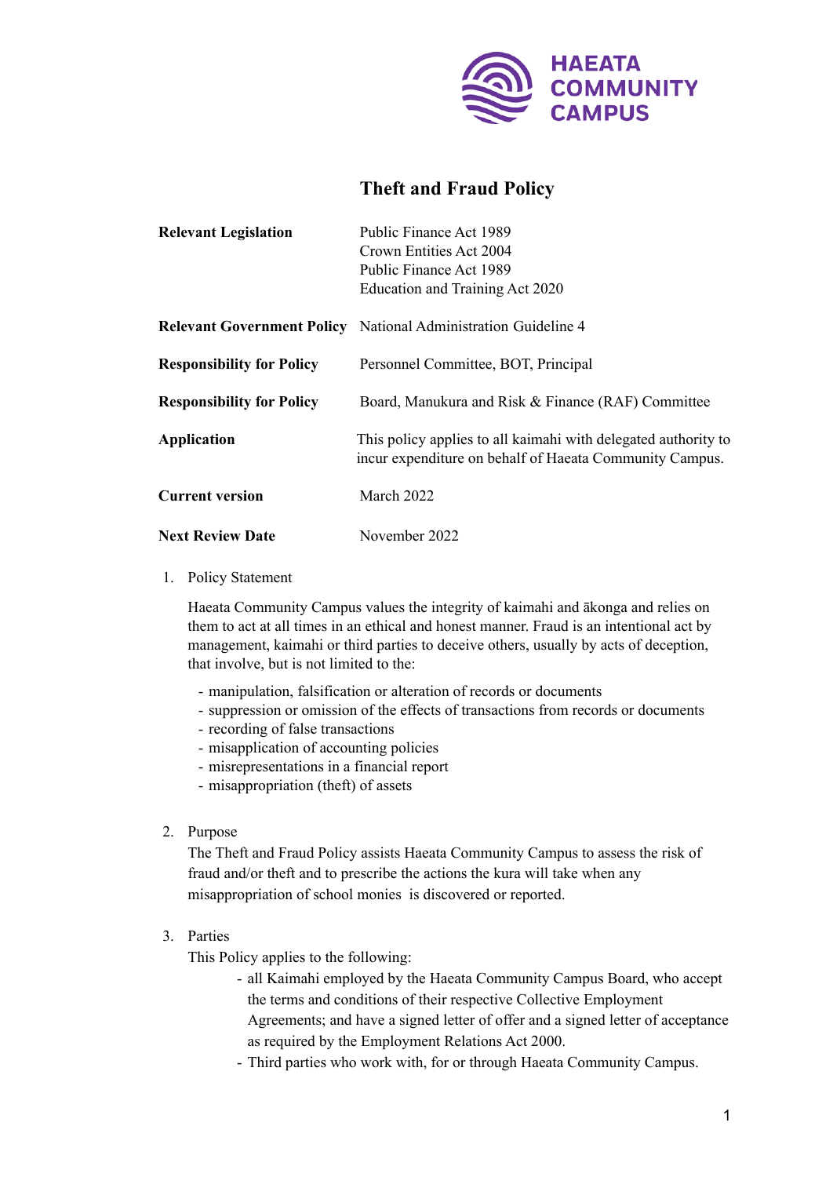HAEATA COMMUNITY CAMPUS

# Theft and Fraud Policy

| | |
|---|---|
| **Relevant Legislation** | Public Finance Act 1989<br>Crown Entities Act 2004<br>Public Finance Act 1989<br>Education and Training Act 2020 |
| **Relevant Government Policy** | National Administration Guideline 4 |
| **Responsibility for Policy** | Personnel Committee, BOT, Principal |
| **Responsibility for Policy** | Board, Manukura and Risk & Finance (RAF) Committee |
| **Application** | This policy applies to all kaimahi with delegated authority to incur expenditure on behalf of Haeata Community Campus. |
| **Current version** | March 2022 |
| **Next Review Date** | November 2022 |

1. Policy Statement

   Haeata Community Campus values the integrity of kaimahi and ākonga and relies on them to act at all times in an ethical and honest manner. Fraud is an intentional act by management, kaimahi or third parties to deceive others, usually by acts of deception, that involve, but is not limited to the:

   - manipulation, falsification or alteration of records or documents
   - suppression or omission of the effects of transactions from records or documents
   - recording of false transactions
   - misapplication of accounting policies
   - misrepresentations in a financial report
   - misappropriation (theft) of assets

2. Purpose

   The Theft and Fraud Policy assists Haeata Community Campus to assess the risk of fraud and/or theft and to prescribe the actions the kura will take when any misappropriation of school monies is discovered or reported.

3. Parties

   This Policy applies to the following:

   - all Kaimahi employed by the Haeata Community Campus Board, who accept the terms and conditions of their respective Collective Employment Agreements; and have a signed letter of offer and a signed letter of acceptance as required by the Employment Relations Act 2000.
   - Third parties who work with, for or through Haeata Community Campus.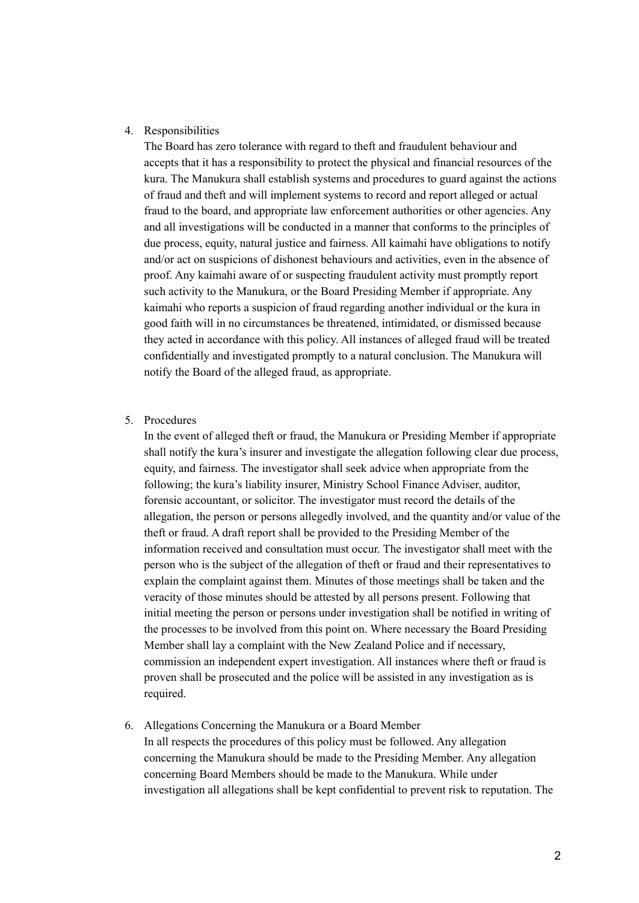4. Responsibilities

   The Board has zero tolerance with regard to theft and fraudulent behaviour and accepts that it has a responsibility to protect the physical and financial resources of the kura. The Manukura shall establish systems and procedures to guard against the actions of fraud and theft and will implement systems to record and report alleged or actual fraud to the board, and appropriate law enforcement authorities or other agencies. Any and all investigations will be conducted in a manner that conforms to the principles of due process, equity, natural justice and fairness. All kaimahi have obligations to notify and/or act on suspicions of dishonest behaviours and activities, even in the absence of proof. Any kaimahi aware of or suspecting fraudulent activity must promptly report such activity to the Manukura, or the Board Presiding Member if appropriate. Any kaimahi who reports a suspicion of fraud regarding another individual or the kura in good faith will in no circumstances be threatened, intimidated, or dismissed because they acted in accordance with this policy. All instances of alleged fraud will be treated confidentially and investigated promptly to a natural conclusion. The Manukura will notify the Board of the alleged fraud, as appropriate.

5. Procedures

   In the event of alleged theft or fraud, the Manukura or Presiding Member if appropriate shall notify the kura's insurer and investigate the allegation following clear due process, equity, and fairness. The investigator shall seek advice when appropriate from the following; the kura's liability insurer, Ministry School Finance Adviser, auditor, forensic accountant, or solicitor. The investigator must record the details of the allegation, the person or persons allegedly involved, and the quantity and/or value of the theft or fraud. A draft report shall be provided to the Presiding Member of the information received and consultation must occur. The investigator shall meet with the person who is the subject of the allegation of theft or fraud and their representatives to explain the complaint against them. Minutes of those meetings shall be taken and the veracity of those minutes should be attested by all persons present. Following that initial meeting the person or persons under investigation shall be notified in writing of the processes to be involved from this point on. Where necessary the Board Presiding Member shall lay a complaint with the New Zealand Police and if necessary, commission an independent expert investigation. All instances where theft or fraud is proven shall be prosecuted and the police will be assisted in any investigation as is required.

6. Allegations Concerning the Manukura or a Board Member

   In all respects the procedures of this policy must be followed. Any allegation concerning the Manukura should be made to the Presiding Member. Any allegation concerning Board Members should be made to the Manukura. While under investigation all allegations shall be kept confidential to prevent risk to reputation. The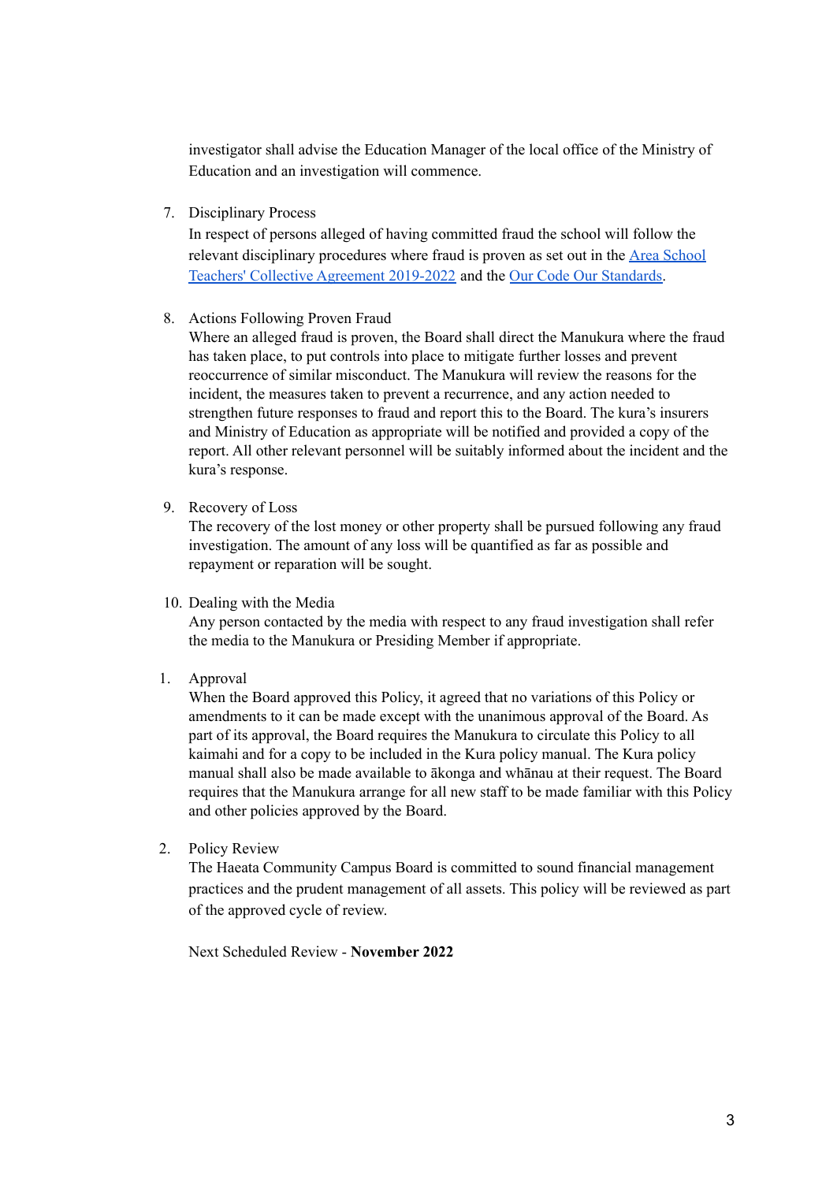investigator shall advise the Education Manager of the local office of the Ministry of Education and an investigation will commence.

7. Disciplinary Process
   In respect of persons alleged of having committed fraud the school will follow the relevant disciplinary procedures where fraud is proven as set out in the Area School Teachers' Collective Agreement 2019-2022 and the Our Code Our Standards.

8. Actions Following Proven Fraud
   Where an alleged fraud is proven, the Board shall direct the Manukura where the fraud has taken place, to put controls into place to mitigate further losses and prevent reoccurrence of similar misconduct. The Manukura will review the reasons for the incident, the measures taken to prevent a recurrence, and any action needed to strengthen future responses to fraud and report this to the Board. The kura's insurers and Ministry of Education as appropriate will be notified and provided a copy of the report. All other relevant personnel will be suitably informed about the incident and the kura's response.

9. Recovery of Loss
   The recovery of the lost money or other property shall be pursued following any fraud investigation. The amount of any loss will be quantified as far as possible and repayment or reparation will be sought.

10. Dealing with the Media
    Any person contacted by the media with respect to any fraud investigation shall refer the media to the Manukura or Presiding Member if appropriate.

1. Approval
   When the Board approved this Policy, it agreed that no variations of this Policy or amendments to it can be made except with the unanimous approval of the Board. As part of its approval, the Board requires the Manukura to circulate this Policy to all kaimahi and for a copy to be included in the Kura policy manual. The Kura policy manual shall also be made available to ākonga and whānau at their request. The Board requires that the Manukura arrange for all new staff to be made familiar with this Policy and other policies approved by the Board.

2. Policy Review
   The Haeata Community Campus Board is committed to sound financial management practices and the prudent management of all assets. This policy will be reviewed as part of the approved cycle of review.

   Next Scheduled Review - **November 2022**